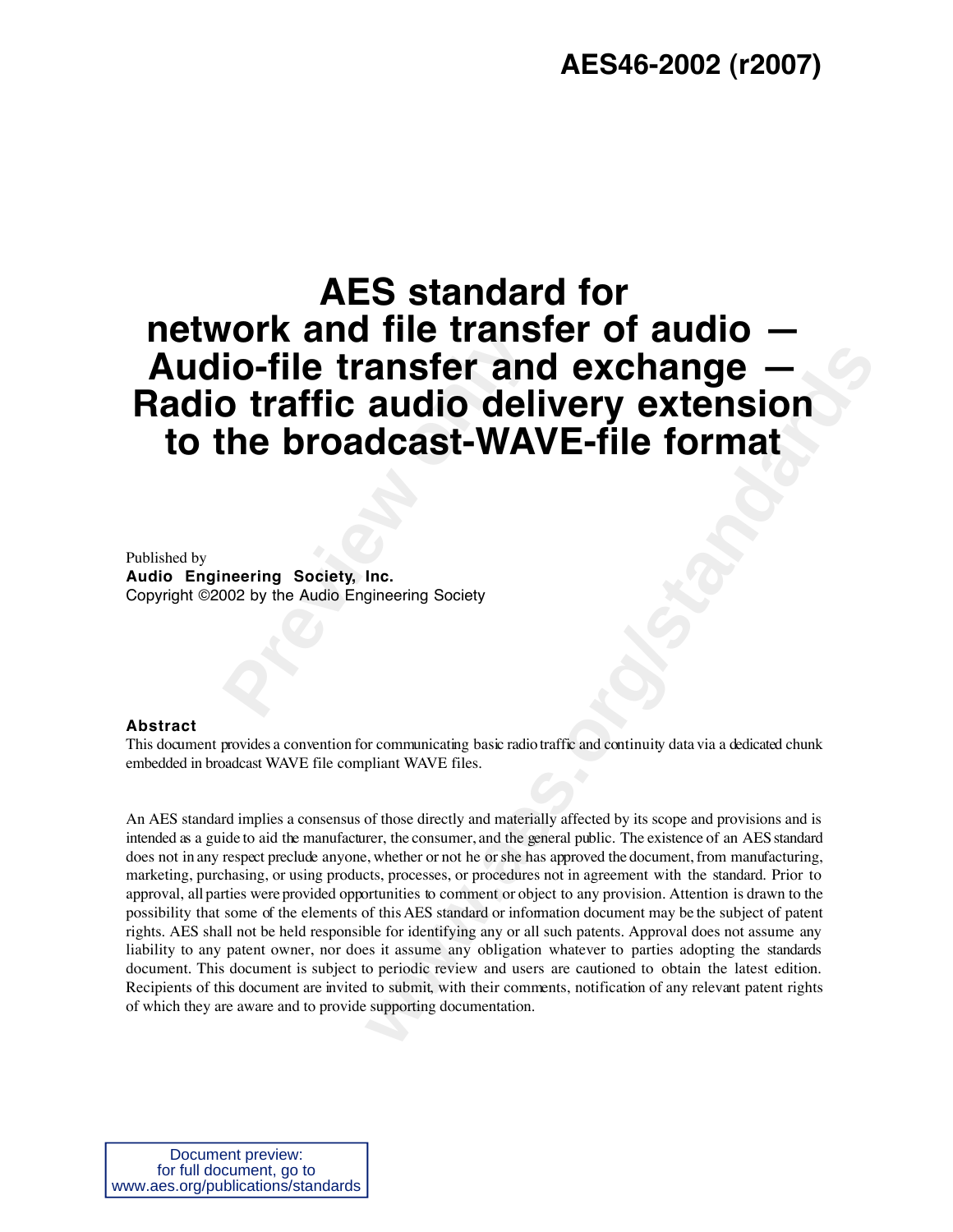**AES46-2002 (r2007)**

# AES standard for network and file transfer of audio — Audio-file transfer and exchange — Radio traffic audio delivery extension to the broadcast-WAVE-file format

Published by
**Audio Engineering Society, Inc.**
Copyright ©2002 by the Audio Engineering Society

**Abstract**

This document provides a convention for communicating basic radio traffic and continuity data via a dedicated chunk embedded in broadcast WAVE file compliant WAVE files.

An AES standard implies a consensus of those directly and materially affected by its scope and provisions and is intended as a guide to aid the manufacturer, the consumer, and the general public. The existence of an AES standard does not in any respect preclude anyone, whether or not he or she has approved the document, from manufacturing, marketing, purchasing, or using products, processes, or procedures not in agreement with the standard. Prior to approval, all parties were provided opportunities to comment or object to any provision. Attention is drawn to the possibility that some of the elements of this AES standard or information document may be the subject of patent rights. AES shall not be held responsible for identifying any or all such patents. Approval does not assume any liability to any patent owner, nor does it assume any obligation whatever to parties adopting the standards document. This document is subject to periodic review and users are cautioned to obtain the latest edition. Recipients of this document are invited to submit, with their comments, notification of any relevant patent rights of which they are aware and to provide supporting documentation.

Document preview:
for full document, go to
www.aes.org/publications/standards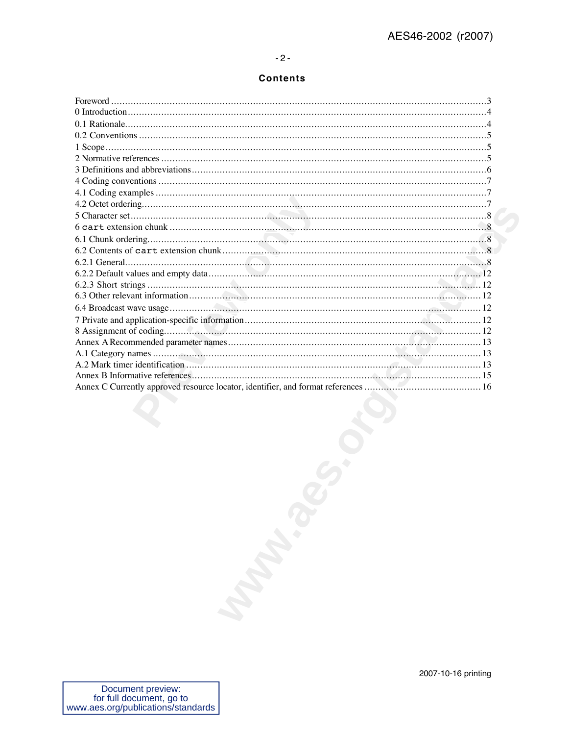## Contents

Foreword ........................................................................................................................................3
0 Introduction ..................................................................................................................................4
0.1 Rationale.....................................................................................................................................4
0.2 Conventions ..............................................................................................................................5
1 Scope ...........................................................................................................................................5
2 Normative references ..................................................................................................................5
3 Definitions and abbreviations .......................................................................................................6
4 Coding conventions ....................................................................................................................7
4.1 Coding examples ........................................................................................................................7
4.2 Octet ordering..............................................................................................................................7
5 Character set ..................................................................................................................................8
6 `cart` extension chunk ..................................................................................................................8
6.1 Chunk ordering............................................................................................................................8
6.2 Contents of `cart` extension chunk ...............................................................................................8
6.2.1 General.......................................................................................................................................8
6.2.2 Default values and empty data .................................................................................................12
6.2.3 Short strings ..............................................................................................................................12
6.3 Other relevant information ...........................................................................................................12
6.4 Broadcast wave usage ................................................................................................................12
7 Private and application-specific information .................................................................................12
8 Assignment of coding...................................................................................................................12
Annex A Recommended parameter names ......................................................................................13
A.1 Category names ..........................................................................................................................13
A.2 Mark timer identification ...............................................................................................................13
Annex B Informative references.........................................................................................................15
Annex C Currently approved resource locator, identifier, and format references ..............................16

Document preview:
for full document, go to
www.aes.org/publications/standards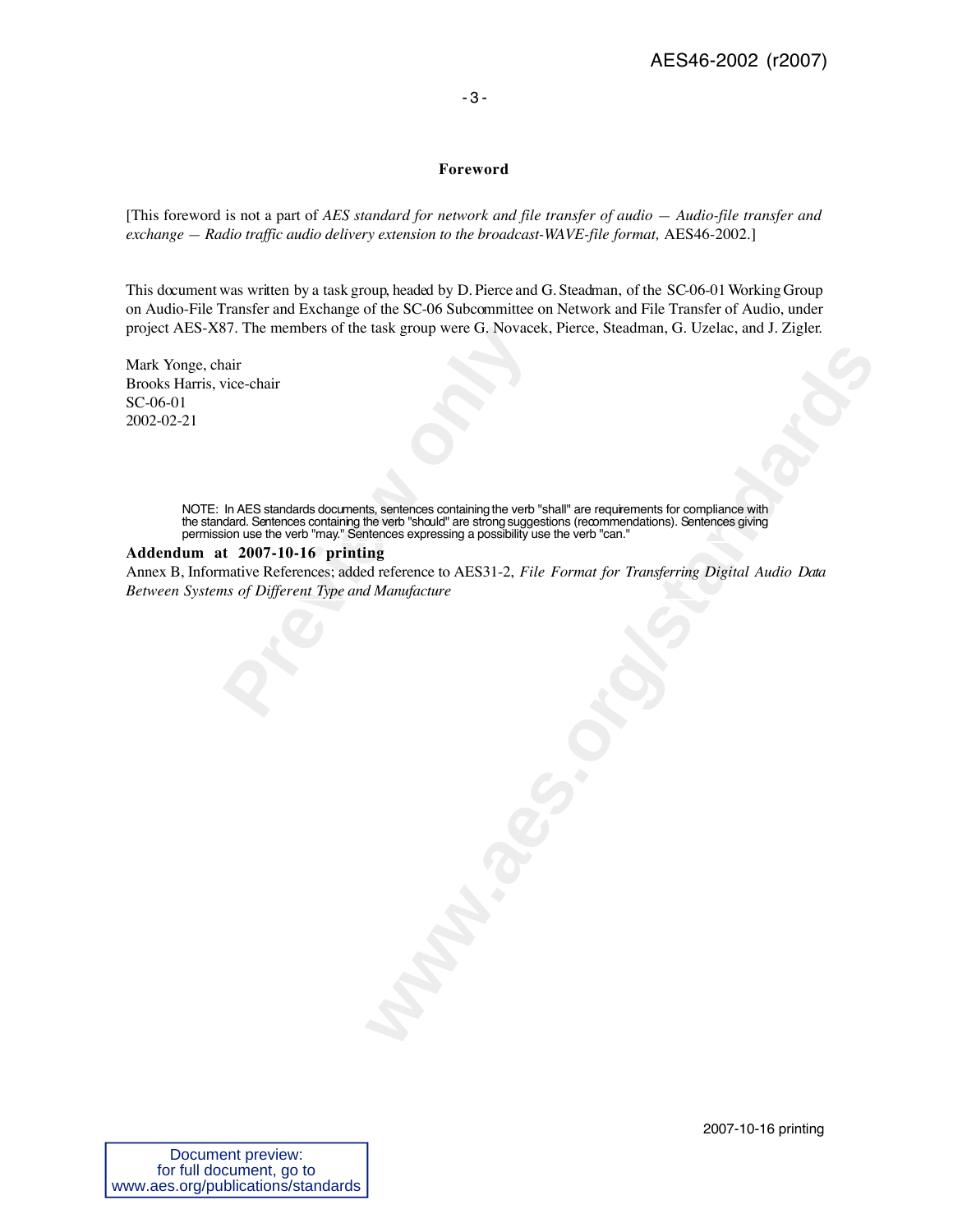## Foreword

[This foreword is not a part of *AES standard for network and file transfer of audio — Audio-file transfer and exchange — Radio traffic audio delivery extension to the broadcast-WAVE-file format,* AES46-2002.]

This document was written by a task group, headed by D. Pierce and G. Steadman, of the SC-06-01 Working Group on Audio-File Transfer and Exchange of the SC-06 Subcommittee on Network and File Transfer of Audio, under project AES-X87. The members of the task group were G. Novacek, Pierce, Steadman, G. Uzelac, and J. Zigler.

Mark Yonge, chair
Brooks Harris, vice-chair
SC-06-01
2002-02-21

NOTE: In AES standards documents, sentences containing the verb "shall" are requirements for compliance with the standard. Sentences containing the verb "should" are strong suggestions (recommendations). Sentences giving permission use the verb "may." Sentences expressing a possibility use the verb "can."

**Addendum at 2007-10-16 printing**

Annex B, Informative References; added reference to AES31-2, *File Format for Transferring Digital Audio Data Between Systems of Different Type and Manufacture*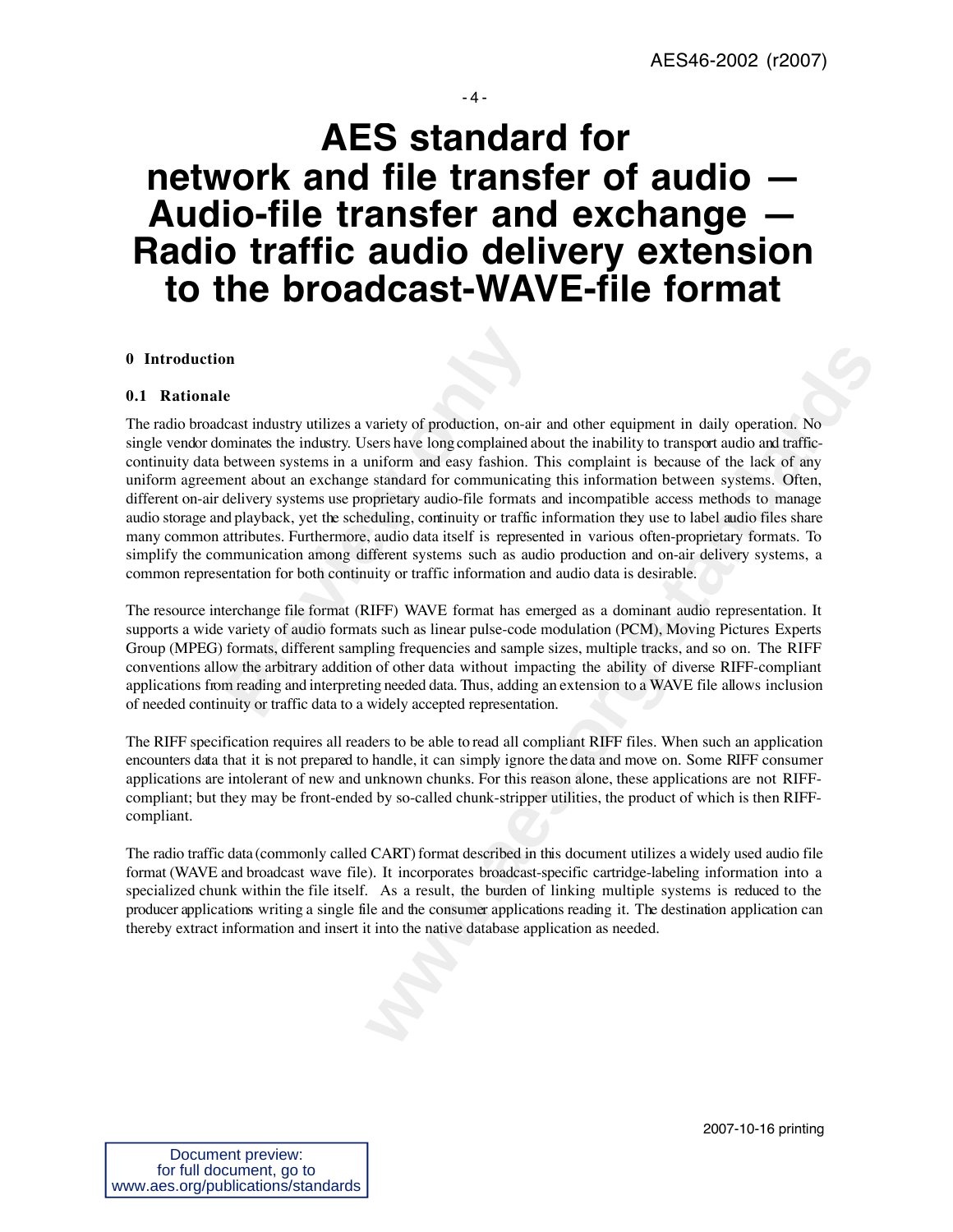# AES standard for network and file transfer of audio — Audio-file transfer and exchange — Radio traffic audio delivery extension to the broadcast-WAVE-file format

## 0 Introduction

### 0.1 Rationale

The radio broadcast industry utilizes a variety of production, on-air and other equipment in daily operation. No single vendor dominates the industry. Users have long complained about the inability to transport audio and traffic-continuity data between systems in a uniform and easy fashion. This complaint is because of the lack of any uniform agreement about an exchange standard for communicating this information between systems. Often, different on-air delivery systems use proprietary audio-file formats and incompatible access methods to manage audio storage and playback, yet the scheduling, continuity or traffic information they use to label audio files share many common attributes. Furthermore, audio data itself is represented in various often-proprietary formats. To simplify the communication among different systems such as audio production and on-air delivery systems, a common representation for both continuity or traffic information and audio data is desirable.

The resource interchange file format (RIFF) WAVE format has emerged as a dominant audio representation. It supports a wide variety of audio formats such as linear pulse-code modulation (PCM), Moving Pictures Experts Group (MPEG) formats, different sampling frequencies and sample sizes, multiple tracks, and so on. The RIFF conventions allow the arbitrary addition of other data without impacting the ability of diverse RIFF-compliant applications from reading and interpreting needed data. Thus, adding an extension to a WAVE file allows inclusion of needed continuity or traffic data to a widely accepted representation.

The RIFF specification requires all readers to be able to read all compliant RIFF files. When such an application encounters data that it is not prepared to handle, it can simply ignore the data and move on. Some RIFF consumer applications are intolerant of new and unknown chunks. For this reason alone, these applications are not RIFF-compliant; but they may be front-ended by so-called chunk-stripper utilities, the product of which is then RIFF-compliant.

The radio traffic data (commonly called CART) format described in this document utilizes a widely used audio file format (WAVE and broadcast wave file). It incorporates broadcast-specific cartridge-labeling information into a specialized chunk within the file itself. As a result, the burden of linking multiple systems is reduced to the producer applications writing a single file and the consumer applications reading it. The destination application can thereby extract information and insert it into the native database application as needed.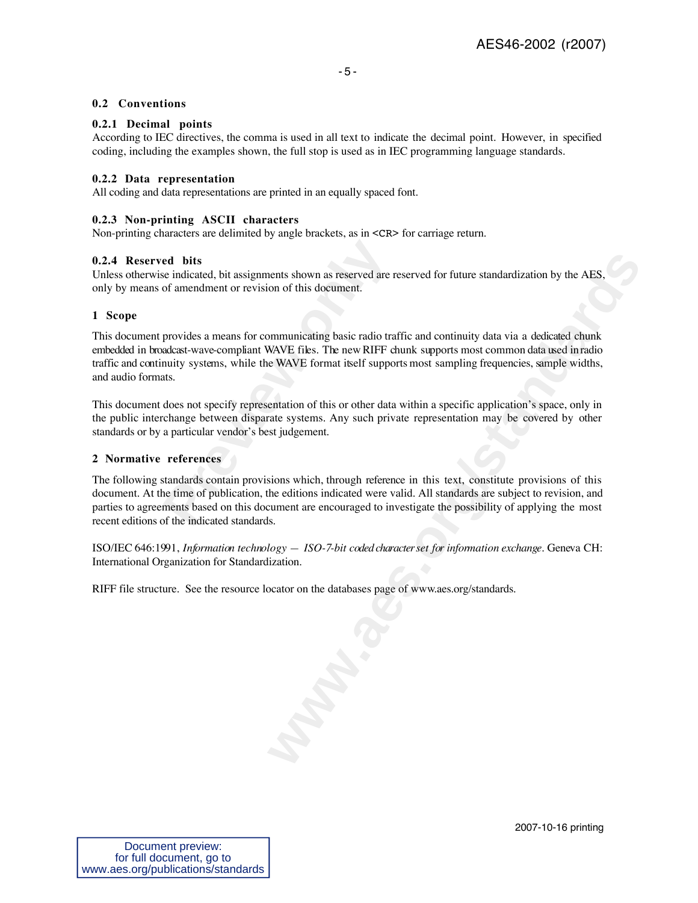### 0.2 Conventions

#### 0.2.1 Decimal points

According to IEC directives, the comma is used in all text to indicate the decimal point. However, in specified coding, including the examples shown, the full stop is used as in IEC programming language standards.

#### 0.2.2 Data representation

All coding and data representations are printed in an equally spaced font.

#### 0.2.3 Non-printing ASCII characters

Non-printing characters are delimited by angle brackets, as in `<CR>` for carriage return.

#### 0.2.4 Reserved bits

Unless otherwise indicated, bit assignments shown as reserved are reserved for future standardization by the AES, only by means of amendment or revision of this document.

## 1 Scope

This document provides a means for communicating basic radio traffic and continuity data via a dedicated chunk embedded in broadcast-wave-compliant WAVE files. The new RIFF chunk supports most common data used in radio traffic and continuity systems, while the WAVE format itself supports most sampling frequencies, sample widths, and audio formats.

This document does not specify representation of this or other data within a specific application's space, only in the public interchange between disparate systems. Any such private representation may be covered by other standards or by a particular vendor's best judgement.

## 2 Normative references

The following standards contain provisions which, through reference in this text, constitute provisions of this document. At the time of publication, the editions indicated were valid. All standards are subject to revision, and parties to agreements based on this document are encouraged to investigate the possibility of applying the most recent editions of the indicated standards.

ISO/IEC 646:1991, *Information technology — ISO-7-bit coded character set for information exchange*. Geneva CH: International Organization for Standardization.

RIFF file structure. See the resource locator on the databases page of www.aes.org/standards.